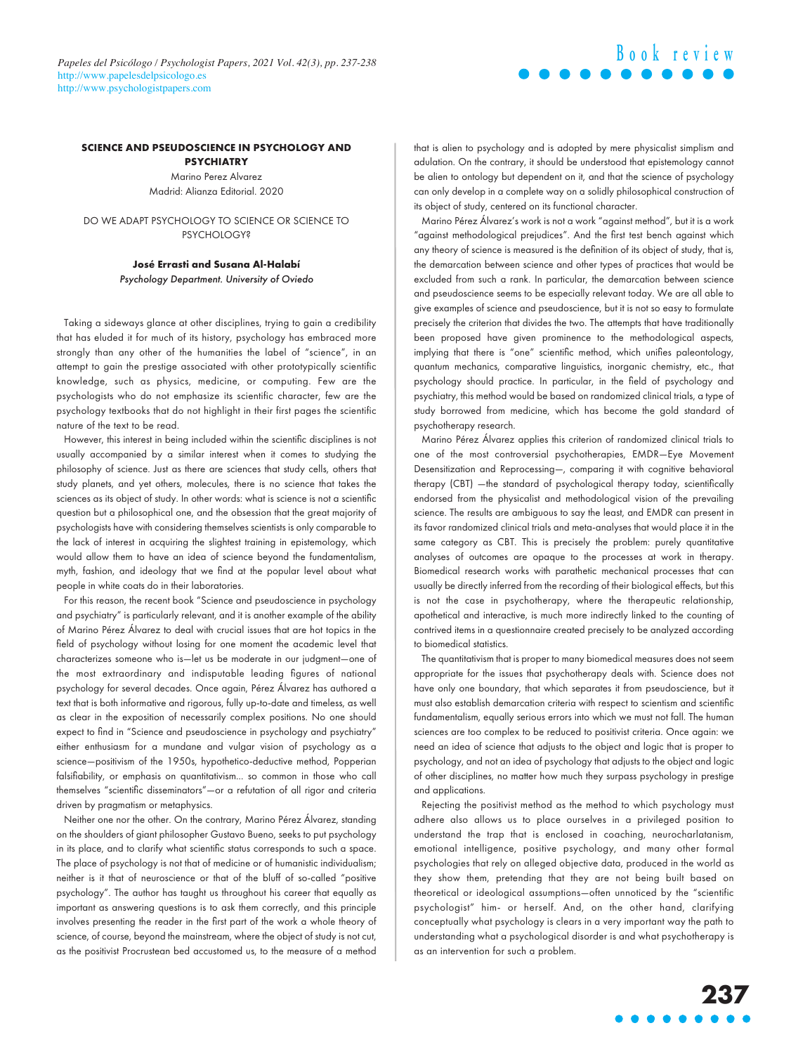Book review

**SCIENCE AND PSEUDOSCIENCE IN PSYCHOLOGY AND PSYCHIATRY**

Marino Perez Alvarez

Madrid: Alianza Editorial. 2020

DO WE ADAPT PSYCHOLOGY TO SCIENCE OR SCIENCE TO PSYCHOLOGY?

**José Errasti and Susana Al-Halabí**

*Psychology Department. University of Oviedo*

Taking a sideways glance at other disciplines, trying to gain a credibility that has eluded it for much of its history, psychology has embraced more strongly than any other of the humanities the label of "science", in an attempt to gain the prestige associated with other prototypically scientific knowledge, such as physics, medicine, or computing. Few are the psychologists who do not emphasize its scientific character, few are the psychology textbooks that do not highlight in their first pages the scientific nature of the text to be read.

However, this interest in being included within the scientific disciplines is not usually accompanied by a similar interest when it comes to studying the philosophy of science. Just as there are sciences that study cells, others that study planets, and yet others, molecules, there is no science that takes the sciences as its object of study. In other words: what is science is not a scientific question but a philosophical one, and the obsession that the great majority of psychologists have with considering themselves scientists is only comparable to the lack of interest in acquiring the slightest training in epistemology, which would allow them to have an idea of science beyond the fundamentalism, myth, fashion, and ideology that we find at the popular level about what people in white coats do in their laboratories.

For this reason, the recent book "Science and pseudoscience in psychology and psychiatry" is particularly relevant, and it is another example of the ability of Marino Pérez Álvarez to deal with crucial issues that are hot topics in the field of psychology without losing for one moment the academic level that characterizes someone who is—let us be moderate in our judgment—one of the most extraordinary and indisputable leading figures of national psychology for several decades. Once again, Pérez Álvarez has authored a text that is both informative and rigorous, fully up-to-date and timeless, as well as clear in the exposition of necessarily complex positions. No one should expect to find in "Science and pseudoscience in psychology and psychiatry" either enthusiasm for a mundane and vulgar vision of psychology as a science—positivism of the 1950s, hypothetico-deductive method, Popperian falsifiability, or emphasis on quantitativism... so common in those who call themselves "scientific disseminators"—or a refutation of all rigor and criteria driven by pragmatism or metaphysics.

Neither one nor the other. On the contrary, Marino Pérez Álvarez, standing on the shoulders of giant philosopher Gustavo Bueno, seeks to put psychology in its place, and to clarify what scientific status corresponds to such a space. The place of psychology is not that of medicine or of humanistic individualism; neither is it that of neuroscience or that of the bluff of so-called "positive psychology". The author has taught us throughout his career that equally as important as answering questions is to ask them correctly, and this principle involves presenting the reader in the first part of the work a whole theory of science, of course, beyond the mainstream, where the object of study is not cut, as the positivist Procrustean bed accustomed us, to the measure of a method that is alien to psychology and is adopted by mere physicalist simplism and adulation. On the contrary, it should be understood that epistemology cannot be alien to ontology but dependent on it, and that the science of psychology can only develop in a complete way on a solidly philosophical construction of its object of study, centered on its functional character.

Marino Pérez Álvarez's work is not a work "against method", but it is a work "against methodological prejudices". And the first test bench against which any theory of science is measured is the definition of its object of study, that is, the demarcation between science and other types of practices that would be excluded from such a rank. In particular, the demarcation between science and pseudoscience seems to be especially relevant today. We are all able to give examples of science and pseudoscience, but it is not so easy to formulate precisely the criterion that divides the two. The attempts that have traditionally been proposed have given prominence to the methodological aspects, implying that there is "one" scientific method, which unifies paleontology, quantum mechanics, comparative linguistics, inorganic chemistry, etc., that psychology should practice. In particular, in the field of psychology and psychiatry, this method would be based on randomized clinical trials, a type of study borrowed from medicine, which has become the gold standard of psychotherapy research.

Marino Pérez Álvarez applies this criterion of randomized clinical trials to one of the most controversial psychotherapies, EMDR—Eye Movement Desensitization and Reprocessing—, comparing it with cognitive behavioral therapy (CBT) —the standard of psychological therapy today, scientifically endorsed from the physicalist and methodological vision of the prevailing science. The results are ambiguous to say the least, and EMDR can present in its favor randomized clinical trials and meta-analyses that would place it in the same category as CBT. This is precisely the problem: purely quantitative analyses of outcomes are opaque to the processes at work in therapy. Biomedical research works with parathetic mechanical processes that can usually be directly inferred from the recording of their biological effects, but this is not the case in psychotherapy, where the therapeutic relationship, apothetical and interactive, is much more indirectly linked to the counting of contrived items in a questionnaire created precisely to be analyzed according to biomedical statistics.

The quantitativism that is proper to many biomedical measures does not seem appropriate for the issues that psychotherapy deals with. Science does not have only one boundary, that which separates it from pseudoscience, but it must also establish demarcation criteria with respect to scientism and scientific fundamentalism, equally serious errors into which we must not fall. The human sciences are too complex to be reduced to positivist criteria. Once again: we need an idea of science that adjusts to the object and logic that is proper to psychology, and not an idea of psychology that adjusts to the object and logic of other disciplines, no matter how much they surpass psychology in prestige and applications.

Rejecting the positivist method as the method to which psychology must adhere also allows us to place ourselves in a privileged position to understand the trap that is enclosed in coaching, neurocharlatanism, emotional intelligence, positive psychology, and many other formal psychologies that rely on alleged objective data, produced in the world as they show them, pretending that they are not being built based on theoretical or ideological assumptions—often unnoticed by the "scientific psychologist" him- or herself. And, on the other hand, clarifying conceptually what psychology is clears in a very important way the path to understanding what a psychological disorder is and what psychotherapy is as an intervention for such a problem.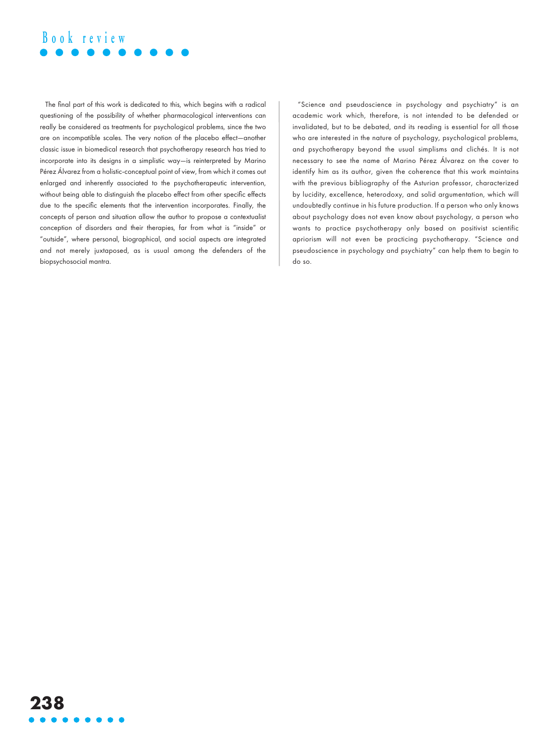The final part of this work is dedicated to this, which begins with a radical questioning of the possibility of whether pharmacological interventions can really be considered as treatments for psychological problems, since the two are on incompatible scales. The very notion of the placebo effect—another classic issue in biomedical research that psychotherapy research has tried to incorporate into its designs in a simplistic way—is reinterpreted by Marino Pérez Álvarez from a holistic-conceptual point of view, from which it comes out enlarged and inherently associated to the psychotherapeutic intervention, without being able to distinguish the placebo effect from other specific effects due to the specific elements that the intervention incorporates. Finally, the concepts of person and situation allow the author to propose a contextualist conception of disorders and their therapies, far from what is "inside" or "outside", where personal, biographical, and social aspects are integrated and not merely juxtaposed, as is usual among the defenders of the biopsychosocial mantra.

"Science and pseudoscience in psychology and psychiatry" is an academic work which, therefore, is not intended to be defended or invalidated, but to be debated, and its reading is essential for all those who are interested in the nature of psychology, psychological problems, and psychotherapy beyond the usual simplisms and clichés. It is not necessary to see the name of Marino Pérez Álvarez on the cover to identify him as its author, given the coherence that this work maintains with the previous bibliography of the Asturian professor, characterized by lucidity, excellence, heterodoxy, and solid argumentation, which will undoubtedly continue in his future production. If a person who only knows about psychology does not even know about psychology, a person who wants to practice psychotherapy only based on positivist scientific apriorism will not even be practicing psychotherapy. "Science and pseudoscience in psychology and psychiatry" can help them to begin to do so.